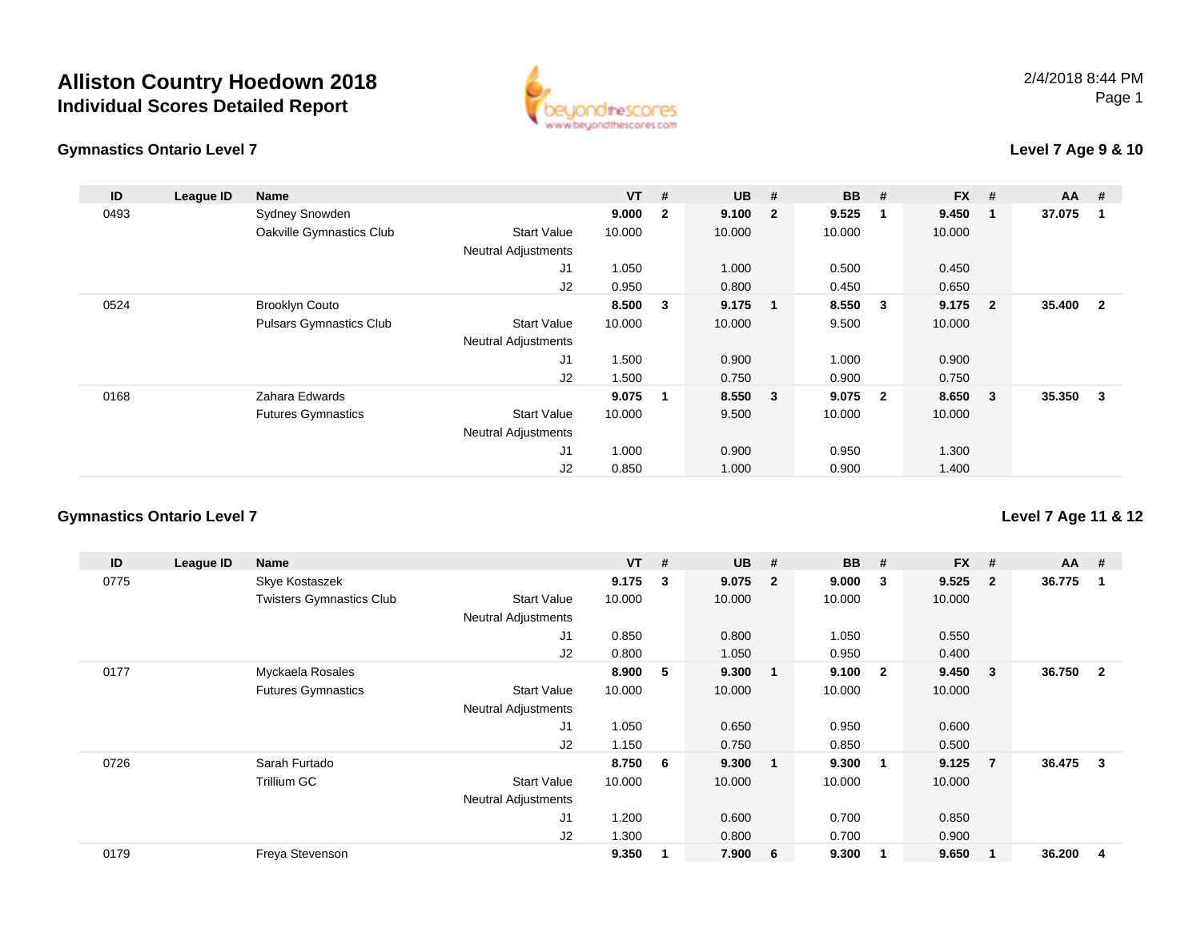# Alliston Country Hoedown 2018
## Individual Scores Detailed Report

2/4/2018 8:44 PM

### Gymnastics Ontario Level 7

**Level 7 Age 9 & 10**

| ID | League ID | Name | | VT | # | UB | # | BB | # | FX | # | AA | # |
|---|---|---|---|---|---|---|---|---|---|---|---|---|---|
| 0493 | | Sydney Snowden | | **9.000** | **2** | **9.100** | **2** | **9.525** | **1** | **9.450** | **1** | **37.075** | **1** |
| | | Oakville Gymnastics Club | Start Value | 10.000 | | 10.000 | | 10.000 | | 10.000 | | | |
| | | | Neutral Adjustments | | | | | | | | | | |
| | | | J1 | 1.050 | | 1.000 | | 0.500 | | 0.450 | | | |
| | | | J2 | 0.950 | | 0.800 | | 0.450 | | 0.650 | | | |
| 0524 | | Brooklyn Couto | | **8.500** | **3** | **9.175** | **1** | **8.550** | **3** | **9.175** | **2** | **35.400** | **2** |
| | | Pulsars Gymnastics Club | Start Value | 10.000 | | 10.000 | | 9.500 | | 10.000 | | | |
| | | | Neutral Adjustments | | | | | | | | | | |
| | | | J1 | 1.500 | | 0.900 | | 1.000 | | 0.900 | | | |
| | | | J2 | 1.500 | | 0.750 | | 0.900 | | 0.750 | | | |
| 0168 | | Zahara Edwards | | **9.075** | **1** | **8.550** | **3** | **9.075** | **2** | **8.650** | **3** | **35.350** | **3** |
| | | Futures Gymnastics | Start Value | 10.000 | | 9.500 | | 10.000 | | 10.000 | | | |
| | | | Neutral Adjustments | | | | | | | | | | |
| | | | J1 | 1.000 | | 0.900 | | 0.950 | | 1.300 | | | |
| | | | J2 | 0.850 | | 1.000 | | 0.900 | | 1.400 | | | |

### Gymnastics Ontario Level 7

**Level 7 Age 11 & 12**

| ID | League ID | Name | | VT | # | UB | # | BB | # | FX | # | AA | # |
|---|---|---|---|---|---|---|---|---|---|---|---|---|---|
| 0775 | | Skye Kostaszek | | **9.175** | **3** | **9.075** | **2** | **9.000** | **3** | **9.525** | **2** | **36.775** | **1** |
| | | Twisters Gymnastics Club | Start Value | 10.000 | | 10.000 | | 10.000 | | 10.000 | | | |
| | | | Neutral Adjustments | | | | | | | | | | |
| | | | J1 | 0.850 | | 0.800 | | 1.050 | | 0.550 | | | |
| | | | J2 | 0.800 | | 1.050 | | 0.950 | | 0.400 | | | |
| 0177 | | Myckaela Rosales | | **8.900** | **5** | **9.300** | **1** | **9.100** | **2** | **9.450** | **3** | **36.750** | **2** |
| | | Futures Gymnastics | Start Value | 10.000 | | 10.000 | | 10.000 | | 10.000 | | | |
| | | | Neutral Adjustments | | | | | | | | | | |
| | | | J1 | 1.050 | | 0.650 | | 0.950 | | 0.600 | | | |
| | | | J2 | 1.150 | | 0.750 | | 0.850 | | 0.500 | | | |
| 0726 | | Sarah Furtado | | **8.750** | **6** | **9.300** | **1** | **9.300** | **1** | **9.125** | **7** | **36.475** | **3** |
| | | Trillium GC | Start Value | 10.000 | | 10.000 | | 10.000 | | 10.000 | | | |
| | | | Neutral Adjustments | | | | | | | | | | |
| | | | J1 | 1.200 | | 0.600 | | 0.700 | | 0.850 | | | |
| | | | J2 | 1.300 | | 0.800 | | 0.700 | | 0.900 | | | |
| 0179 | | Freya Stevenson | | **9.350** | **1** | **7.900** | **6** | **9.300** | **1** | **9.650** | **1** | **36.200** | **4** |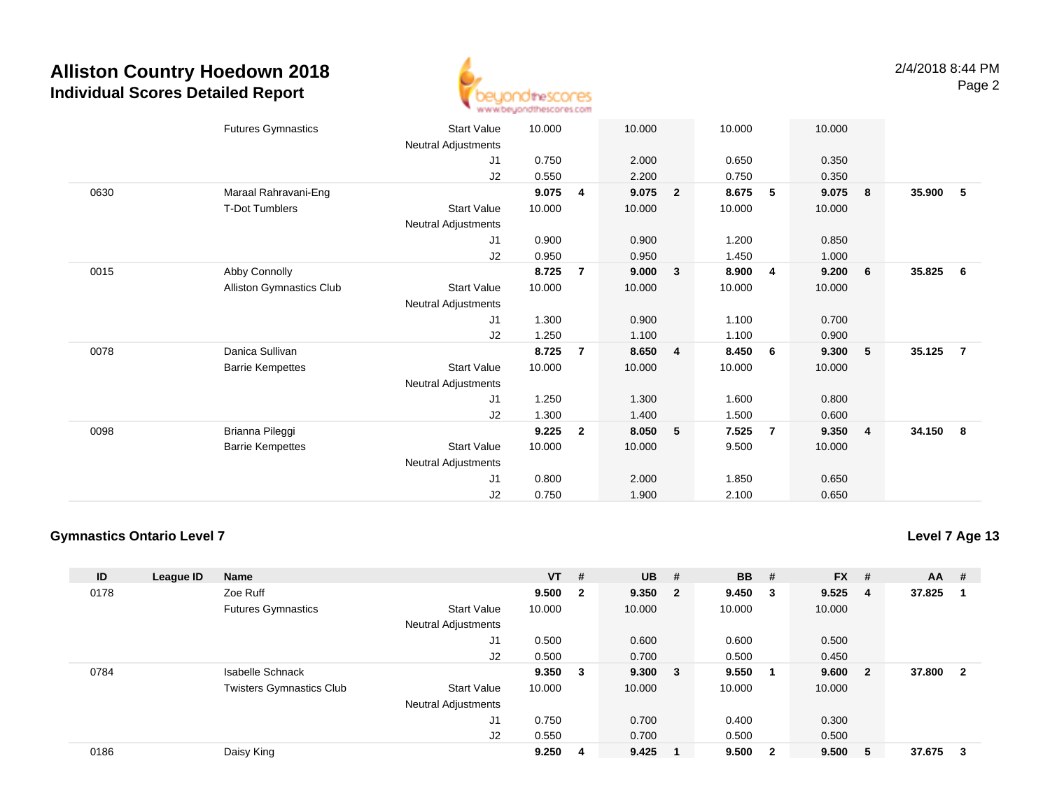# Alliston Country Hoedown 2018

## Individual Scores Detailed Report

2/4/2018 8:44 PM

| ID | League ID | Name | | VT | # | UB | # | BB | # | FX | # | AA | # |
|---|---|---|---|---|---|---|---|---|---|---|---|---|---|
| | | Futures Gymnastics | Start Value | 10.000 | | 10.000 | | 10.000 | | 10.000 | | | |
| | | | Neutral Adjustments | | | | | | | | | | |
| | | | J1 | 0.750 | | 2.000 | | 0.650 | | 0.350 | | | |
| | | | J2 | 0.550 | | 2.200 | | 0.750 | | 0.350 | | | |
| 0630 | | Maraal Rahravani-Eng | | **9.075** | **4** | **9.075** | **2** | **8.675** | **5** | **9.075** | **8** | **35.900** | **5** |
| | | T-Dot Tumblers | Start Value | 10.000 | | 10.000 | | 10.000 | | 10.000 | | | |
| | | | Neutral Adjustments | | | | | | | | | | |
| | | | J1 | 0.900 | | 0.900 | | 1.200 | | 0.850 | | | |
| | | | J2 | 0.950 | | 0.950 | | 1.450 | | 1.000 | | | |
| 0015 | | Abby Connolly | | **8.725** | **7** | **9.000** | **3** | **8.900** | **4** | **9.200** | **6** | **35.825** | **6** |
| | | Alliston Gymnastics Club | Start Value | 10.000 | | 10.000 | | 10.000 | | 10.000 | | | |
| | | | Neutral Adjustments | | | | | | | | | | |
| | | | J1 | 1.300 | | 0.900 | | 1.100 | | 0.700 | | | |
| | | | J2 | 1.250 | | 1.100 | | 1.100 | | 0.900 | | | |
| 0078 | | Danica Sullivan | | **8.725** | **7** | **8.650** | **4** | **8.450** | **6** | **9.300** | **5** | **35.125** | **7** |
| | | Barrie Kempettes | Start Value | 10.000 | | 10.000 | | 10.000 | | 10.000 | | | |
| | | | Neutral Adjustments | | | | | | | | | | |
| | | | J1 | 1.250 | | 1.300 | | 1.600 | | 0.800 | | | |
| | | | J2 | 1.300 | | 1.400 | | 1.500 | | 0.600 | | | |
| 0098 | | Brianna Pileggi | | **9.225** | **2** | **8.050** | **5** | **7.525** | **7** | **9.350** | **4** | **34.150** | **8** |
| | | Barrie Kempettes | Start Value | 10.000 | | 10.000 | | 9.500 | | 10.000 | | | |
| | | | Neutral Adjustments | | | | | | | | | | |
| | | | J1 | 0.800 | | 2.000 | | 1.850 | | 0.650 | | | |
| | | | J2 | 0.750 | | 1.900 | | 2.100 | | 0.650 | | | |

### Gymnastics Ontario Level 7

**Level 7 Age 13**

| ID | League ID | Name | | VT | # | UB | # | BB | # | FX | # | AA | # |
|---|---|---|---|---|---|---|---|---|---|---|---|---|---|
| 0178 | | Zoe Ruff | | **9.500** | **2** | **9.350** | **2** | **9.450** | **3** | **9.525** | **4** | **37.825** | **1** |
| | | Futures Gymnastics | Start Value | 10.000 | | 10.000 | | 10.000 | | 10.000 | | | |
| | | | Neutral Adjustments | | | | | | | | | | |
| | | | J1 | 0.500 | | 0.600 | | 0.600 | | 0.500 | | | |
| | | | J2 | 0.500 | | 0.700 | | 0.500 | | 0.450 | | | |
| 0784 | | Isabelle Schnack | | **9.350** | **3** | **9.300** | **3** | **9.550** | **1** | **9.600** | **2** | **37.800** | **2** |
| | | Twisters Gymnastics Club | Start Value | 10.000 | | 10.000 | | 10.000 | | 10.000 | | | |
| | | | Neutral Adjustments | | | | | | | | | | |
| | | | J1 | 0.750 | | 0.700 | | 0.400 | | 0.300 | | | |
| | | | J2 | 0.550 | | 0.700 | | 0.500 | | 0.500 | | | |
| 0186 | | Daisy King | | **9.250** | **4** | **9.425** | **1** | **9.500** | **2** | **9.500** | **5** | **37.675** | **3** |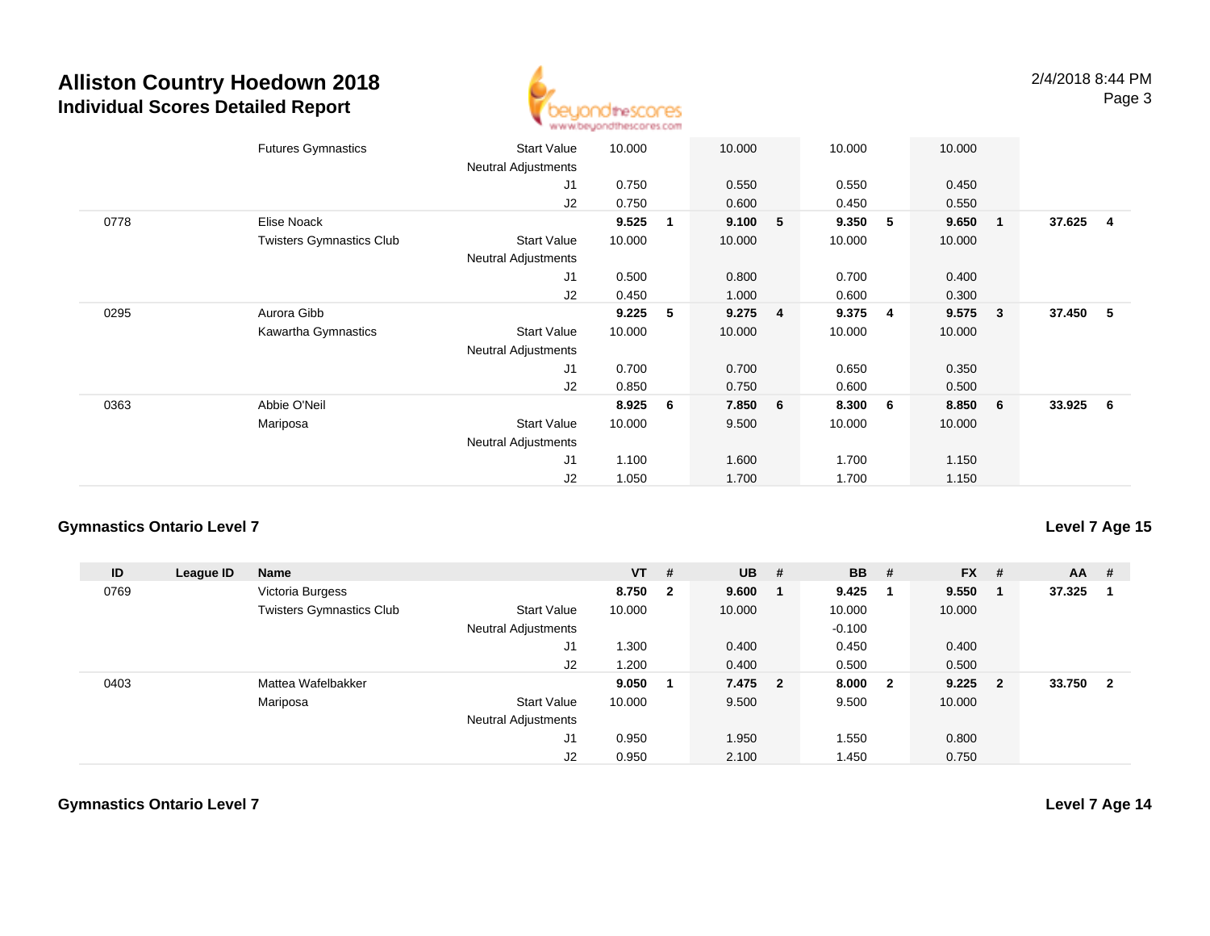# Alliston Country Hoedown 2018
## Individual Scores Detailed Report

| ID | League ID | Name | | VT | # | UB | # | BB | # | FX | # | AA | # |
|---|---|---|---|---|---|---|---|---|---|---|---|---|---|
| | | Futures Gymnastics | Start Value | 10.000 | | 10.000 | | 10.000 | | 10.000 | | | |
| | | | Neutral Adjustments | | | | | | | | | | |
| | | | J1 | 0.750 | | 0.550 | | 0.550 | | 0.450 | | | |
| | | | J2 | 0.750 | | 0.600 | | 0.450 | | 0.550 | | | |
| 0778 | | Elise Noack | | **9.525** | **1** | **9.100** | **5** | **9.350** | **5** | **9.650** | **1** | **37.625** | **4** |
| | | Twisters Gymnastics Club | Start Value | 10.000 | | 10.000 | | 10.000 | | 10.000 | | | |
| | | | Neutral Adjustments | | | | | | | | | | |
| | | | J1 | 0.500 | | 0.800 | | 0.700 | | 0.400 | | | |
| | | | J2 | 0.450 | | 1.000 | | 0.600 | | 0.300 | | | |
| 0295 | | Aurora Gibb | | **9.225** | **5** | **9.275** | **4** | **9.375** | **4** | **9.575** | **3** | **37.450** | **5** |
| | | Kawartha Gymnastics | Start Value | 10.000 | | 10.000 | | 10.000 | | 10.000 | | | |
| | | | Neutral Adjustments | | | | | | | | | | |
| | | | J1 | 0.700 | | 0.700 | | 0.650 | | 0.350 | | | |
| | | | J2 | 0.850 | | 0.750 | | 0.600 | | 0.500 | | | |
| 0363 | | Abbie O'Neil | | **8.925** | **6** | **7.850** | **6** | **8.300** | **6** | **8.850** | **6** | **33.925** | **6** |
| | | Mariposa | Start Value | 10.000 | | 9.500 | | 10.000 | | 10.000 | | | |
| | | | Neutral Adjustments | | | | | | | | | | |
| | | | J1 | 1.100 | | 1.600 | | 1.700 | | 1.150 | | | |
| | | | J2 | 1.050 | | 1.700 | | 1.700 | | 1.150 | | | |

### Gymnastics Ontario Level 7

**Level 7 Age 15**

| ID | League ID | Name | | VT | # | UB | # | BB | # | FX | # | AA | # |
|---|---|---|---|---|---|---|---|---|---|---|---|---|---|
| 0769 | | Victoria Burgess | | **8.750** | **2** | **9.600** | **1** | **9.425** | **1** | **9.550** | **1** | **37.325** | **1** |
| | | Twisters Gymnastics Club | Start Value | 10.000 | | 10.000 | | 10.000 | | 10.000 | | | |
| | | | Neutral Adjustments | | | | | -0.100 | | | | | |
| | | | J1 | 1.300 | | 0.400 | | 0.450 | | 0.400 | | | |
| | | | J2 | 1.200 | | 0.400 | | 0.500 | | 0.500 | | | |
| 0403 | | Mattea Wafelbakker | | **9.050** | **1** | **7.475** | **2** | **8.000** | **2** | **9.225** | **2** | **33.750** | **2** |
| | | Mariposa | Start Value | 10.000 | | 9.500 | | 9.500 | | 10.000 | | | |
| | | | Neutral Adjustments | | | | | | | | | | |
| | | | J1 | 0.950 | | 1.950 | | 1.550 | | 0.800 | | | |
| | | | J2 | 0.950 | | 2.100 | | 1.450 | | 0.750 | | | |

### Gymnastics Ontario Level 7

**Level 7 Age 14**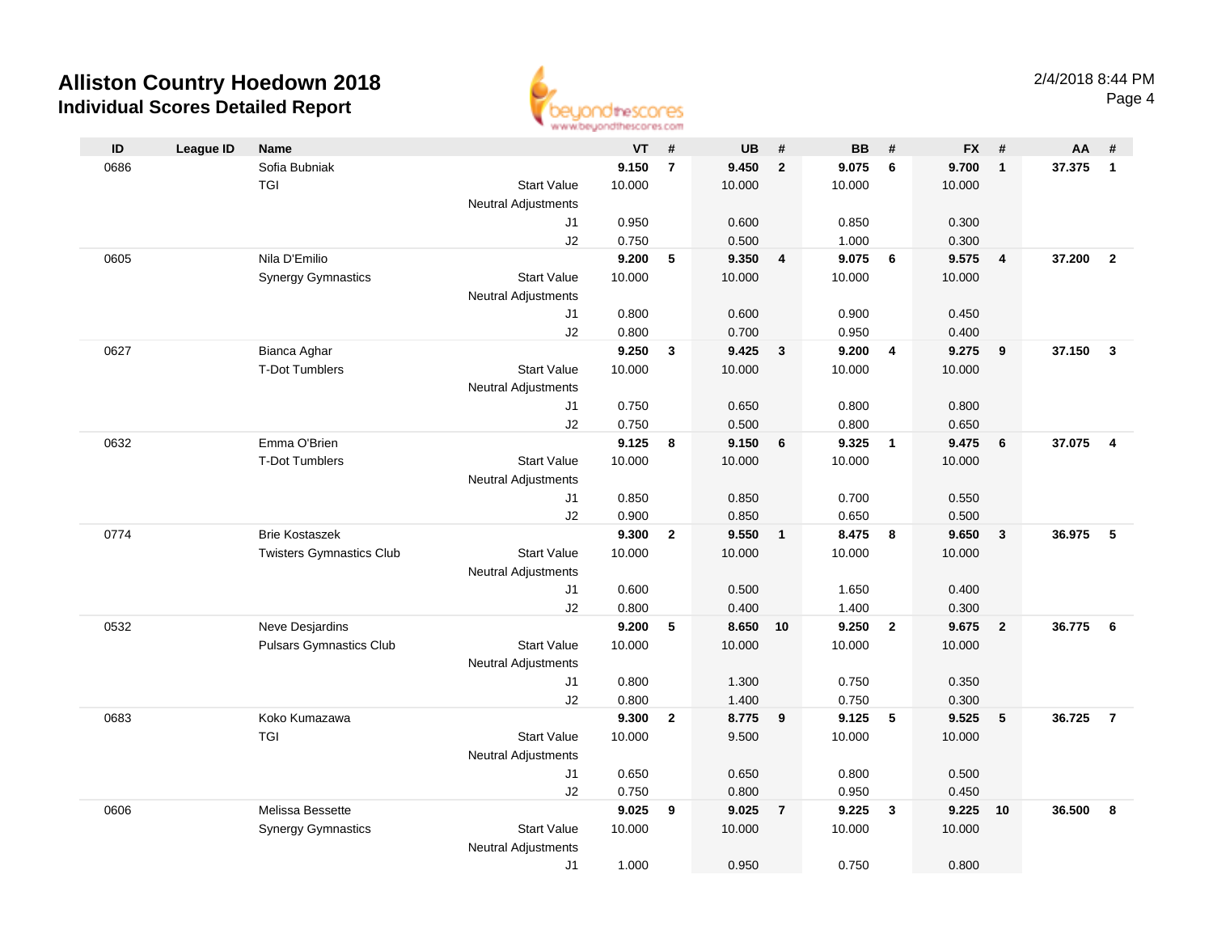# Alliston Country Hoedown 2018

## Individual Scores Detailed Report

2/4/2018 8:44 PM

| ID | League ID | Name | | VT | # | UB | # | BB | # | FX | # | AA | # |
|---|---|---|---|---|---|---|---|---|---|---|---|---|---|
| 0686 | | Sofia Bubniak | | **9.150** | **7** | **9.450** | **2** | **9.075** | **6** | **9.700** | **1** | **37.375** | **1** |
| | | TGI | Start Value | 10.000 | | 10.000 | | 10.000 | | 10.000 | | | |
| | | | Neutral Adjustments | | | | | | | | | | |
| | | | J1 | 0.950 | | 0.600 | | 0.850 | | 0.300 | | | |
| | | | J2 | 0.750 | | 0.500 | | 1.000 | | 0.300 | | | |
| 0605 | | Nila D'Emilio | | **9.200** | **5** | **9.350** | **4** | **9.075** | **6** | **9.575** | **4** | **37.200** | **2** |
| | | Synergy Gymnastics | Start Value | 10.000 | | 10.000 | | 10.000 | | 10.000 | | | |
| | | | Neutral Adjustments | | | | | | | | | | |
| | | | J1 | 0.800 | | 0.600 | | 0.900 | | 0.450 | | | |
| | | | J2 | 0.800 | | 0.700 | | 0.950 | | 0.400 | | | |
| 0627 | | Bianca Aghar | | **9.250** | **3** | **9.425** | **3** | **9.200** | **4** | **9.275** | **9** | **37.150** | **3** |
| | | T-Dot Tumblers | Start Value | 10.000 | | 10.000 | | 10.000 | | 10.000 | | | |
| | | | Neutral Adjustments | | | | | | | | | | |
| | | | J1 | 0.750 | | 0.650 | | 0.800 | | 0.800 | | | |
| | | | J2 | 0.750 | | 0.500 | | 0.800 | | 0.650 | | | |
| 0632 | | Emma O'Brien | | **9.125** | **8** | **9.150** | **6** | **9.325** | **1** | **9.475** | **6** | **37.075** | **4** |
| | | T-Dot Tumblers | Start Value | 10.000 | | 10.000 | | 10.000 | | 10.000 | | | |
| | | | Neutral Adjustments | | | | | | | | | | |
| | | | J1 | 0.850 | | 0.850 | | 0.700 | | 0.550 | | | |
| | | | J2 | 0.900 | | 0.850 | | 0.650 | | 0.500 | | | |
| 0774 | | Brie Kostaszek | | **9.300** | **2** | **9.550** | **1** | **8.475** | **8** | **9.650** | **3** | **36.975** | **5** |
| | | Twisters Gymnastics Club | Start Value | 10.000 | | 10.000 | | 10.000 | | 10.000 | | | |
| | | | Neutral Adjustments | | | | | | | | | | |
| | | | J1 | 0.600 | | 0.500 | | 1.650 | | 0.400 | | | |
| | | | J2 | 0.800 | | 0.400 | | 1.400 | | 0.300 | | | |
| 0532 | | Neve Desjardins | | **9.200** | **5** | **8.650** | **10** | **9.250** | **2** | **9.675** | **2** | **36.775** | **6** |
| | | Pulsars Gymnastics Club | Start Value | 10.000 | | 10.000 | | 10.000 | | 10.000 | | | |
| | | | Neutral Adjustments | | | | | | | | | | |
| | | | J1 | 0.800 | | 1.300 | | 0.750 | | 0.350 | | | |
| | | | J2 | 0.800 | | 1.400 | | 0.750 | | 0.300 | | | |
| 0683 | | Koko Kumazawa | | **9.300** | **2** | **8.775** | **9** | **9.125** | **5** | **9.525** | **5** | **36.725** | **7** |
| | | TGI | Start Value | 10.000 | | 9.500 | | 10.000 | | 10.000 | | | |
| | | | Neutral Adjustments | | | | | | | | | | |
| | | | J1 | 0.650 | | 0.650 | | 0.800 | | 0.500 | | | |
| | | | J2 | 0.750 | | 0.800 | | 0.950 | | 0.450 | | | |
| 0606 | | Melissa Bessette | | **9.025** | **9** | **9.025** | **7** | **9.225** | **3** | **9.225** | **10** | **36.500** | **8** |
| | | Synergy Gymnastics | Start Value | 10.000 | | 10.000 | | 10.000 | | 10.000 | | | |
| | | | Neutral Adjustments | | | | | | | | | | |
| | | | J1 | 1.000 | | 0.950 | | 0.750 | | 0.800 | | | |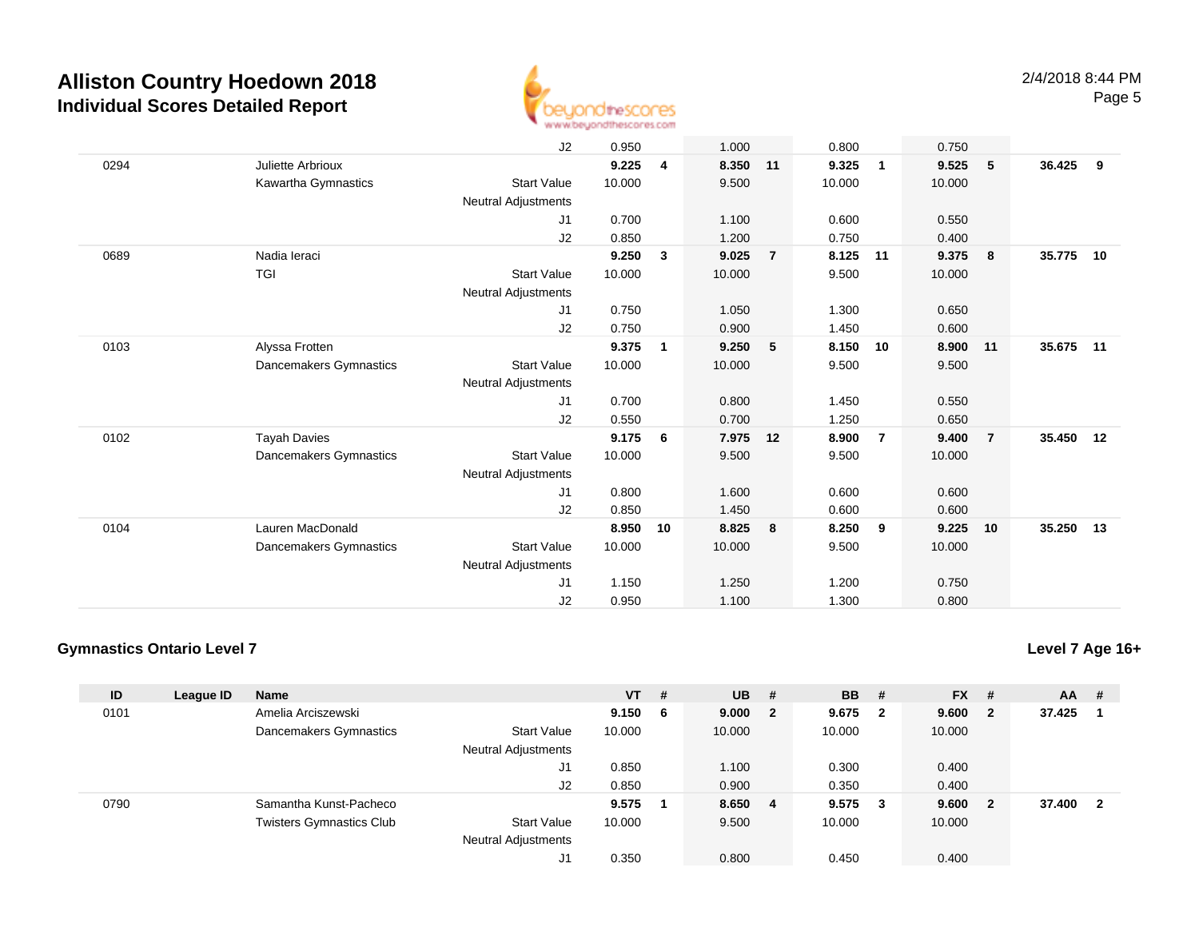# Alliston Country Hoedown 2018

## Individual Scores Detailed Report

| ID | League ID | Name | | VT | # | UB | # | BB | # | FX | # | AA | # |
|---|---|---|---|---|---|---|---|---|---|---|---|---|---|
| | | | J2 | 0.950 | | 1.000 | | 0.800 | | 0.750 | | | |
| 0294 | | Juliette Arbrioux | | **9.225** | **4** | **8.350** | **11** | **9.325** | **1** | **9.525** | **5** | **36.425** | **9** |
| | | Kawartha Gymnastics | Start Value | 10.000 | | 9.500 | | 10.000 | | 10.000 | | | |
| | | | Neutral Adjustments | | | | | | | | | | |
| | | | J1 | 0.700 | | 1.100 | | 0.600 | | 0.550 | | | |
| | | | J2 | 0.850 | | 1.200 | | 0.750 | | 0.400 | | | |
| 0689 | | Nadia Ieraci | | **9.250** | **3** | **9.025** | **7** | **8.125** | **11** | **9.375** | **8** | **35.775** | **10** |
| | | TGI | Start Value | 10.000 | | 10.000 | | 9.500 | | 10.000 | | | |
| | | | Neutral Adjustments | | | | | | | | | | |
| | | | J1 | 0.750 | | 1.050 | | 1.300 | | 0.650 | | | |
| | | | J2 | 0.750 | | 0.900 | | 1.450 | | 0.600 | | | |
| 0103 | | Alyssa Frotten | | **9.375** | **1** | **9.250** | **5** | **8.150** | **10** | **8.900** | **11** | **35.675** | **11** |
| | | Dancemakers Gymnastics | Start Value | 10.000 | | 10.000 | | 9.500 | | 9.500 | | | |
| | | | Neutral Adjustments | | | | | | | | | | |
| | | | J1 | 0.700 | | 0.800 | | 1.450 | | 0.550 | | | |
| | | | J2 | 0.550 | | 0.700 | | 1.250 | | 0.650 | | | |
| 0102 | | Tayah Davies | | **9.175** | **6** | **7.975** | **12** | **8.900** | **7** | **9.400** | **7** | **35.450** | **12** |
| | | Dancemakers Gymnastics | Start Value | 10.000 | | 9.500 | | 9.500 | | 10.000 | | | |
| | | | Neutral Adjustments | | | | | | | | | | |
| | | | J1 | 0.800 | | 1.600 | | 0.600 | | 0.600 | | | |
| | | | J2 | 0.850 | | 1.450 | | 0.600 | | 0.600 | | | |
| 0104 | | Lauren MacDonald | | **8.950** | **10** | **8.825** | **8** | **8.250** | **9** | **9.225** | **10** | **35.250** | **13** |
| | | Dancemakers Gymnastics | Start Value | 10.000 | | 10.000 | | 9.500 | | 10.000 | | | |
| | | | Neutral Adjustments | | | | | | | | | | |
| | | | J1 | 1.150 | | 1.250 | | 1.200 | | 0.750 | | | |
| | | | J2 | 0.950 | | 1.100 | | 1.300 | | 0.800 | | | |

### Gymnastics Ontario Level 7

**Level 7 Age 16+**

| ID | League ID | Name | | VT | # | UB | # | BB | # | FX | # | AA | # |
|---|---|---|---|---|---|---|---|---|---|---|---|---|---|
| 0101 | | Amelia Arciszewski | | **9.150** | **6** | **9.000** | **2** | **9.675** | **2** | **9.600** | **2** | **37.425** | **1** |
| | | Dancemakers Gymnastics | Start Value | 10.000 | | 10.000 | | 10.000 | | 10.000 | | | |
| | | | Neutral Adjustments | | | | | | | | | | |
| | | | J1 | 0.850 | | 1.100 | | 0.300 | | 0.400 | | | |
| | | | J2 | 0.850 | | 0.900 | | 0.350 | | 0.400 | | | |
| 0790 | | Samantha Kunst-Pacheco | | **9.575** | **1** | **8.650** | **4** | **9.575** | **3** | **9.600** | **2** | **37.400** | **2** |
| | | Twisters Gymnastics Club | Start Value | 10.000 | | 9.500 | | 10.000 | | 10.000 | | | |
| | | | Neutral Adjustments | | | | | | | | | | |
| | | | J1 | 0.350 | | 0.800 | | 0.450 | | 0.400 | | | |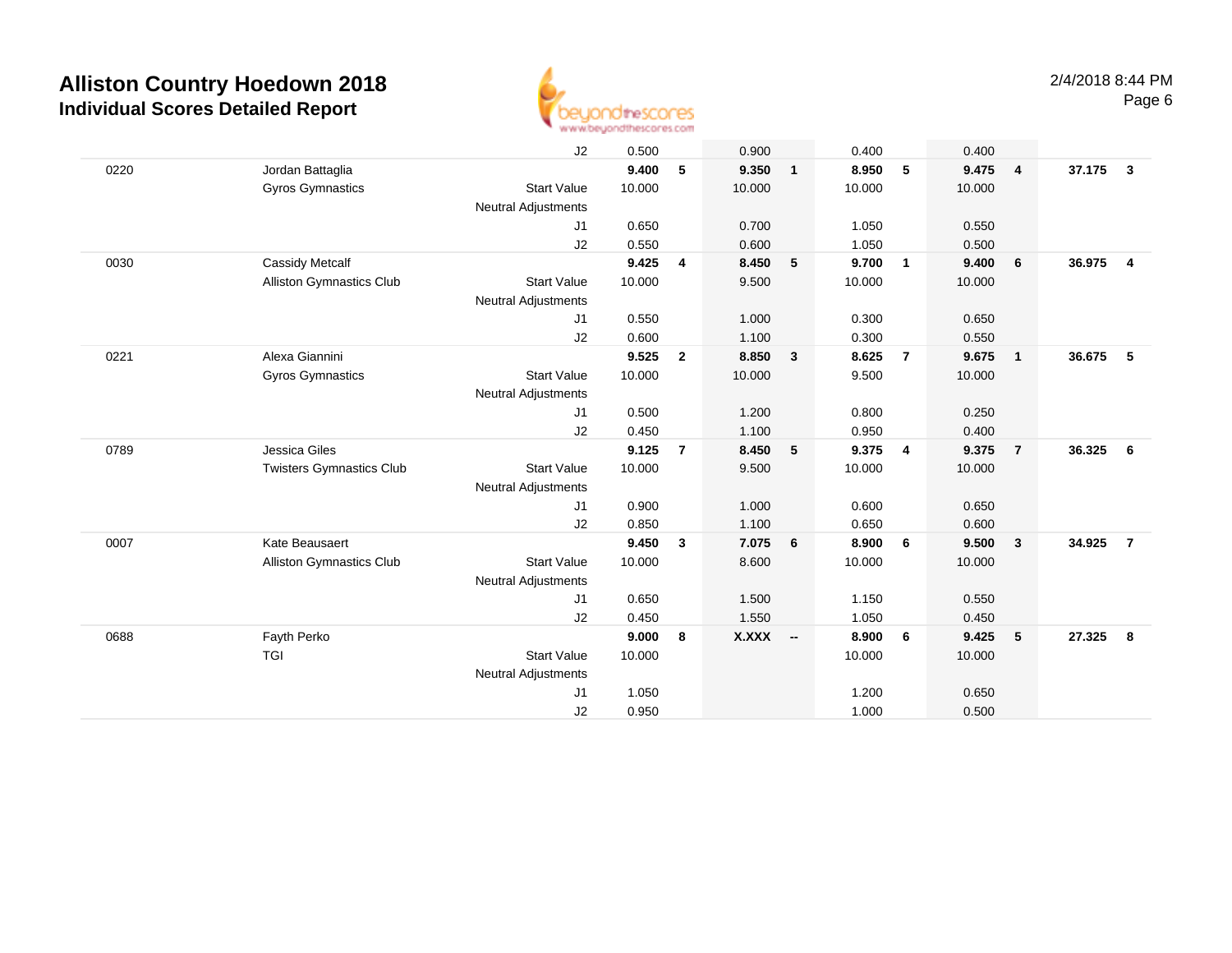# Alliston Country Hoedown 2018

## Individual Scores Detailed Report

2/4/2018 8:44 PM

| | | | | | | | | | | | | |
|---|---|---|---|---|---|---|---|---|---|---|---|---|
| | | J2 | 0.500 | | 0.900 | | 0.400 | | 0.400 | | | |
| 0220 | Jordan Battaglia | | **9.400** | **5** | **9.350** | **1** | **8.950** | **5** | **9.475** | **4** | **37.175** | **3** |
| | Gyros Gymnastics | Start Value | 10.000 | | 10.000 | | 10.000 | | 10.000 | | | |
| | | Neutral Adjustments | | | | | | | | | | |
| | | J1 | 0.650 | | 0.700 | | 1.050 | | 0.550 | | | |
| | | J2 | 0.550 | | 0.600 | | 1.050 | | 0.500 | | | |
| 0030 | Cassidy Metcalf | | **9.425** | **4** | **8.450** | **5** | **9.700** | **1** | **9.400** | **6** | **36.975** | **4** |
| | Alliston Gymnastics Club | Start Value | 10.000 | | 9.500 | | 10.000 | | 10.000 | | | |
| | | Neutral Adjustments | | | | | | | | | | |
| | | J1 | 0.550 | | 1.000 | | 0.300 | | 0.650 | | | |
| | | J2 | 0.600 | | 1.100 | | 0.300 | | 0.550 | | | |
| 0221 | Alexa Giannini | | **9.525** | **2** | **8.850** | **3** | **8.625** | **7** | **9.675** | **1** | **36.675** | **5** |
| | Gyros Gymnastics | Start Value | 10.000 | | 10.000 | | 9.500 | | 10.000 | | | |
| | | Neutral Adjustments | | | | | | | | | | |
| | | J1 | 0.500 | | 1.200 | | 0.800 | | 0.250 | | | |
| | | J2 | 0.450 | | 1.100 | | 0.950 | | 0.400 | | | |
| 0789 | Jessica Giles | | **9.125** | **7** | **8.450** | **5** | **9.375** | **4** | **9.375** | **7** | **36.325** | **6** |
| | Twisters Gymnastics Club | Start Value | 10.000 | | 9.500 | | 10.000 | | 10.000 | | | |
| | | Neutral Adjustments | | | | | | | | | | |
| | | J1 | 0.900 | | 1.000 | | 0.600 | | 0.650 | | | |
| | | J2 | 0.850 | | 1.100 | | 0.650 | | 0.600 | | | |
| 0007 | Kate Beausaert | | **9.450** | **3** | **7.075** | **6** | **8.900** | **6** | **9.500** | **3** | **34.925** | **7** |
| | Alliston Gymnastics Club | Start Value | 10.000 | | 8.600 | | 10.000 | | 10.000 | | | |
| | | Neutral Adjustments | | | | | | | | | | |
| | | J1 | 0.650 | | 1.500 | | 1.150 | | 0.550 | | | |
| | | J2 | 0.450 | | 1.550 | | 1.050 | | 0.450 | | | |
| 0688 | Fayth Perko | | **9.000** | **8** | **X.XXX** | **--** | **8.900** | **6** | **9.425** | **5** | **27.325** | **8** |
| | TGI | Start Value | 10.000 | | | | 10.000 | | 10.000 | | | |
| | | Neutral Adjustments | | | | | | | | | | |
| | | J1 | 1.050 | | | | 1.200 | | 0.650 | | | |
| | | J2 | 0.950 | | | | 1.000 | | 0.500 | | | |